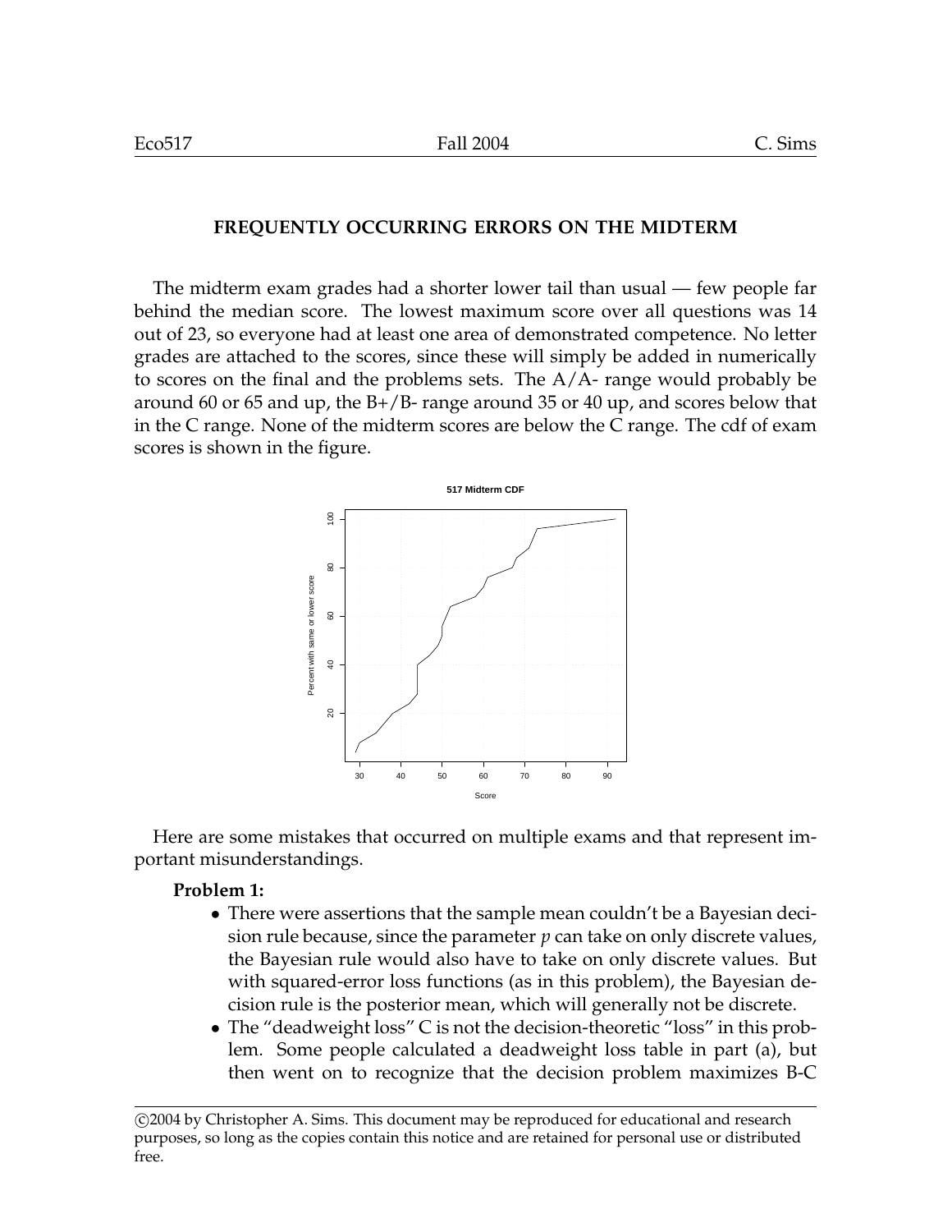## FREQUENTLY OCCURRING ERRORS ON THE MIDTERM

The midterm exam grades had a shorter lower tail than usual — few people far behind the median score. The lowest maximum score over all questions was 14 out of 23, so everyone had at least one area of demonstrated competence. No letter grades are attached to the scores, since these will simply be added in numerically to scores on the final and the problems sets. The A/A- range would probably be around 60 or 65 and up, the B+/B- range around 35 or 40 up, and scores below that in the C range. None of the midterm scores are below the C range. The cdf of exam scores is shown in the figure.

Here are some mistakes that occurred on multiple exams and that represent important misunderstandings.

**Problem 1:**

- There were assertions that the sample mean couldn't be a Bayesian decision rule because, since the parameter $p$ can take on only discrete values, the Bayesian rule would also have to take on only discrete values. But with squared-error loss functions (as in this problem), the Bayesian decision rule is the posterior mean, which will generally not be discrete.
- The "deadweight loss" C is not the decision-theoretic "loss" in this problem. Some people calculated a deadweight loss table in part (a), but then went on to recognize that the decision problem maximizes B-C

©2004 by Christopher A. Sims. This document may be reproduced for educational and research purposes, so long as the copies contain this notice and are retained for personal use or distributed free.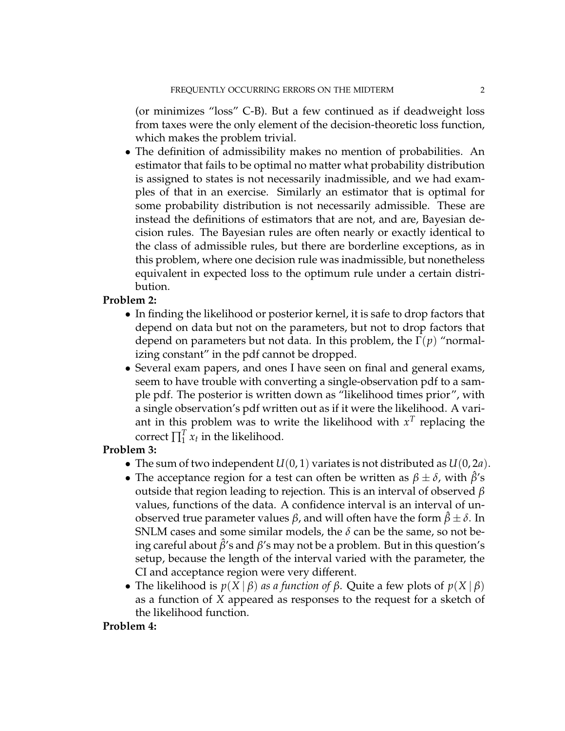(or minimizes "loss" C-B). But a few continued as if deadweight loss from taxes were the only element of the decision-theoretic loss function, which makes the problem trivial.

- The definition of admissibility makes no mention of probabilities. An estimator that fails to be optimal no matter what probability distribution is assigned to states is not necessarily inadmissible, and we had examples of that in an exercise. Similarly an estimator that is optimal for some probability distribution is not necessarily admissible. These are instead the definitions of estimators that are not, and are, Bayesian decision rules. The Bayesian rules are often nearly or exactly identical to the class of admissible rules, but there are borderline exceptions, as in this problem, where one decision rule was inadmissible, but nonetheless equivalent in expected loss to the optimum rule under a certain distribution.

**Problem 2:**

- In finding the likelihood or posterior kernel, it is safe to drop factors that depend on data but not on the parameters, but not to drop factors that depend on parameters but not data. In this problem, the $\Gamma(p)$ "normalizing constant" in the pdf cannot be dropped.
- Several exam papers, and ones I have seen on final and general exams, seem to have trouble with converting a single-observation pdf to a sample pdf. The posterior is written down as "likelihood times prior", with a single observation's pdf written out as if it were the likelihood. A variant in this problem was to write the likelihood with $x^T$ replacing the correct $\prod_1^T x_t$ in the likelihood.

**Problem 3:**

- The sum of two independent $U(0,1)$ variates is not distributed as $U(0,2a)$.
- The acceptance region for a test can often be written as $\beta \pm \delta$, with $\hat{\beta}$'s outside that region leading to rejection. This is an interval of observed $\beta$ values, functions of the data. A confidence interval is an interval of unobserved true parameter values $\beta$, and will often have the form $\hat{\beta} \pm \delta$. In SNLM cases and some similar models, the $\delta$ can be the same, so not being careful about $\hat{\beta}$'s and $\beta$'s may not be a problem. But in this question's setup, because the length of the interval varied with the parameter, the CI and acceptance region were very different.
- The likelihood is $p(X \mid \beta)$ *as a function of* $\beta$. Quite a few plots of $p(X \mid \beta)$ as a function of $X$ appeared as responses to the request for a sketch of the likelihood function.

**Problem 4:**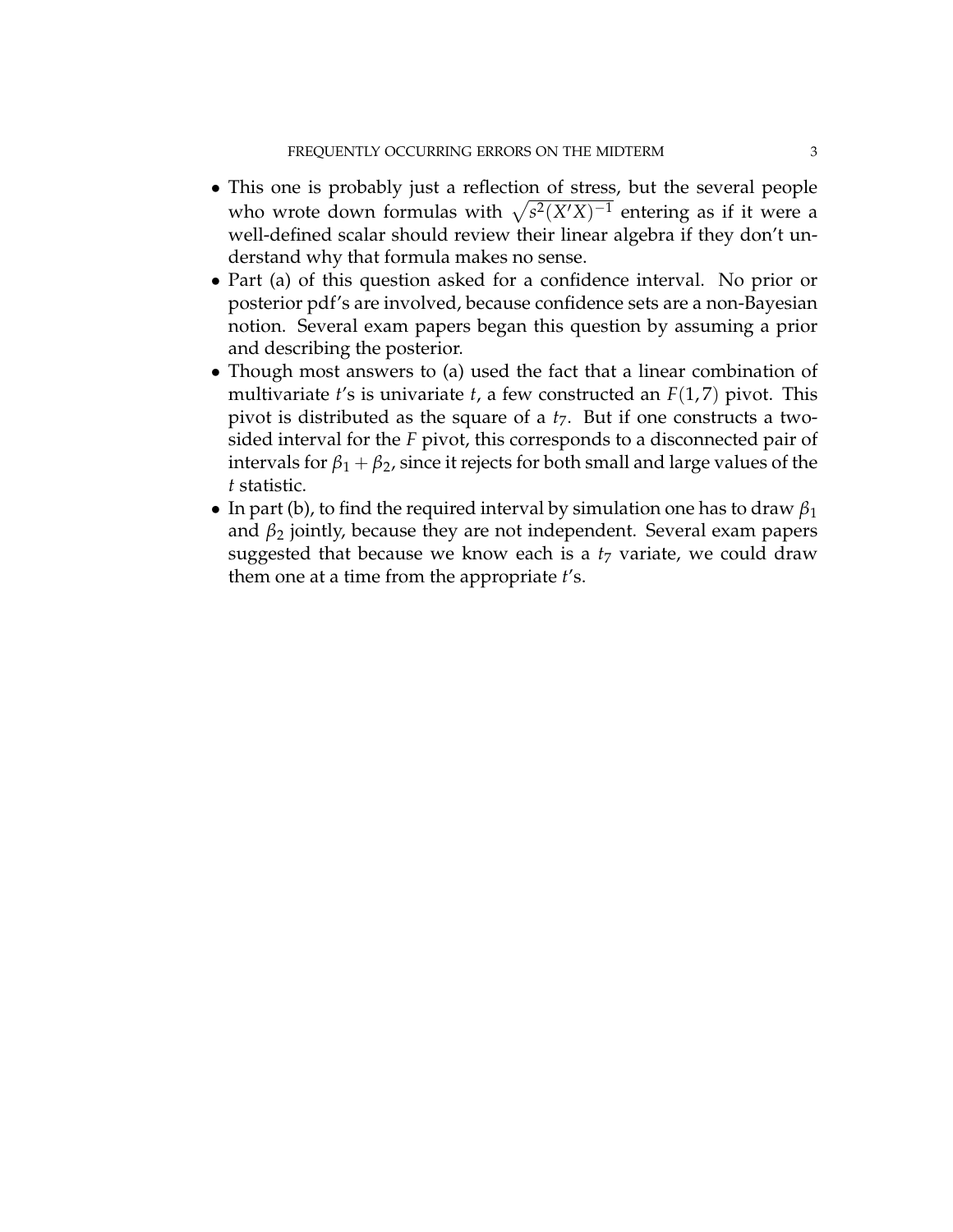- This one is probably just a reflection of stress, but the several people who wrote down formulas with $\sqrt{s^2(X'X)^{-1}}$ entering as if it were a well-defined scalar should review their linear algebra if they don't understand why that formula makes no sense.
- Part (a) of this question asked for a confidence interval. No prior or posterior pdf's are involved, because confidence sets are a non-Bayesian notion. Several exam papers began this question by assuming a prior and describing the posterior.
- Though most answers to (a) used the fact that a linear combination of multivariate $t$'s is univariate $t$, a few constructed an $F(1,7)$ pivot. This pivot is distributed as the square of a $t_7$. But if one constructs a two-sided interval for the $F$ pivot, this corresponds to a disconnected pair of intervals for $\beta_1 + \beta_2$, since it rejects for both small and large values of the $t$ statistic.
- In part (b), to find the required interval by simulation one has to draw $\beta_1$ and $\beta_2$ jointly, because they are not independent. Several exam papers suggested that because we know each is a $t_7$ variate, we could draw them one at a time from the appropriate $t$'s.